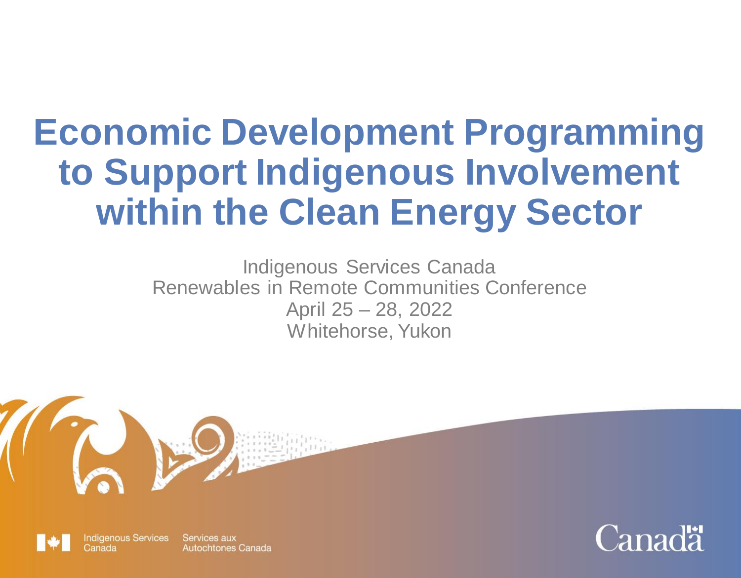# Economic Development Programming to Support Indigenous Involvement within the Clean Energy Sector

Indigenous Services Canada
Renewables in Remote Communities Conference
April 25 – 28, 2022
Whitehorse, Yukon

Indigenous Services Canada | Services aux Autochtones Canada

Canada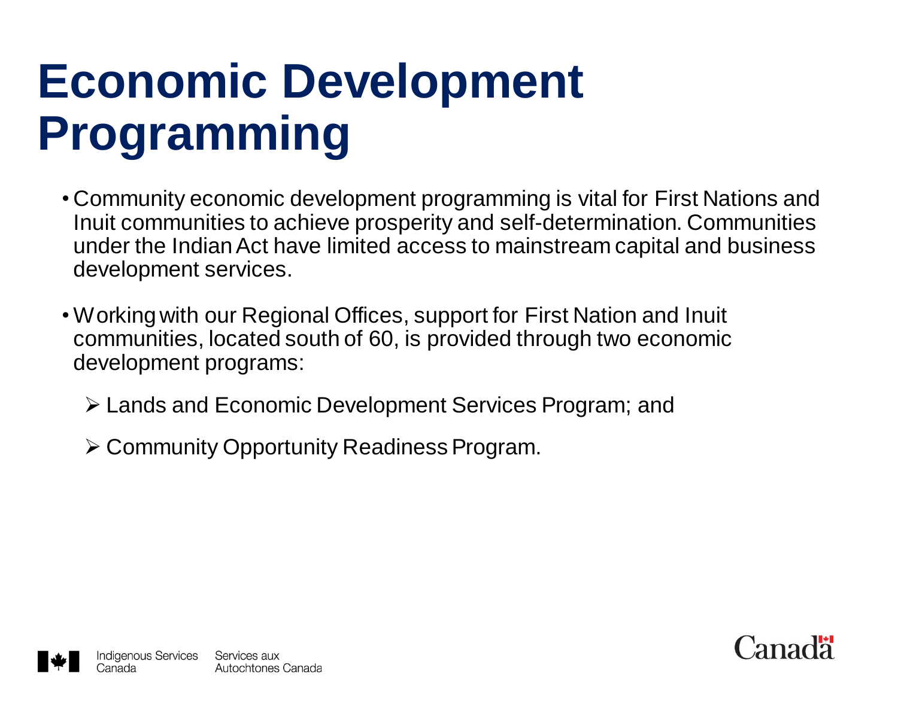# Economic Development Programming

- Community economic development programming is vital for First Nations and Inuit communities to achieve prosperity and self-determination. Communities under the Indian Act have limited access to mainstream capital and business development services.

- Working with our Regional Offices, support for First Nation and Inuit communities, located south of 60, is provided through two economic development programs:

  - Lands and Economic Development Services Program; and

  - Community Opportunity Readiness Program.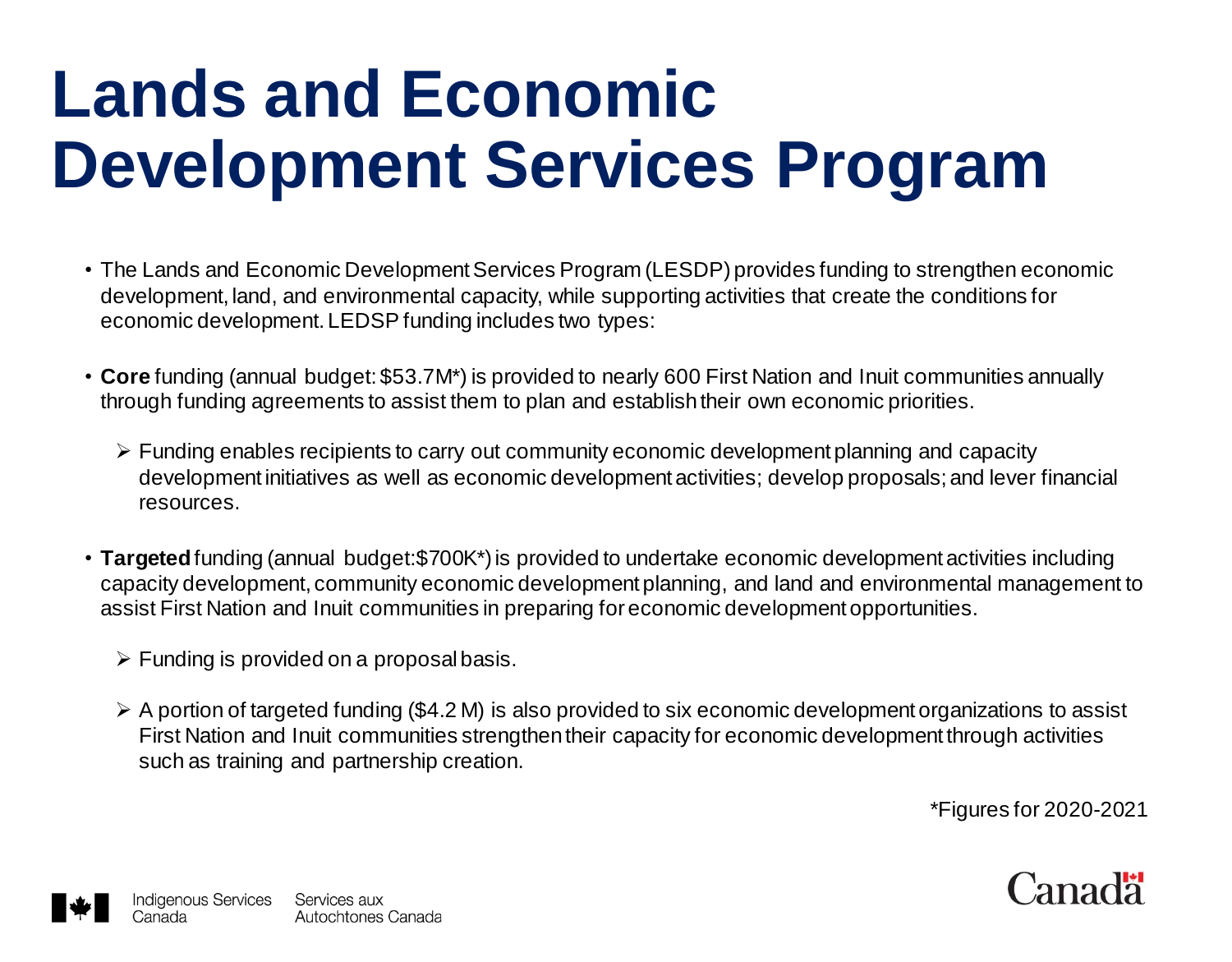# Lands and Economic Development Services Program

- The Lands and Economic Development Services Program (LESDP) provides funding to strengthen economic development, land, and environmental capacity, while supporting activities that create the conditions for economic development. LEDSP funding includes two types:

- **Core** funding (annual budget: $53.7M*) is provided to nearly 600 First Nation and Inuit communities annually through funding agreements to assist them to plan and establish their own economic priorities.

  - Funding enables recipients to carry out community economic development planning and capacity development initiatives as well as economic development activities; develop proposals; and lever financial resources.

- **Targeted** funding (annual budget:$700K*) is provided to undertake economic development activities including capacity development, community economic development planning, and land and environmental management to assist First Nation and Inuit communities in preparing for economic development opportunities.

  - Funding is provided on a proposal basis.

  - A portion of targeted funding ($4.2 M) is also provided to six economic development organizations to assist First Nation and Inuit communities strengthen their capacity for economic development through activities such as training and partnership creation.

*Figures for 2020-2021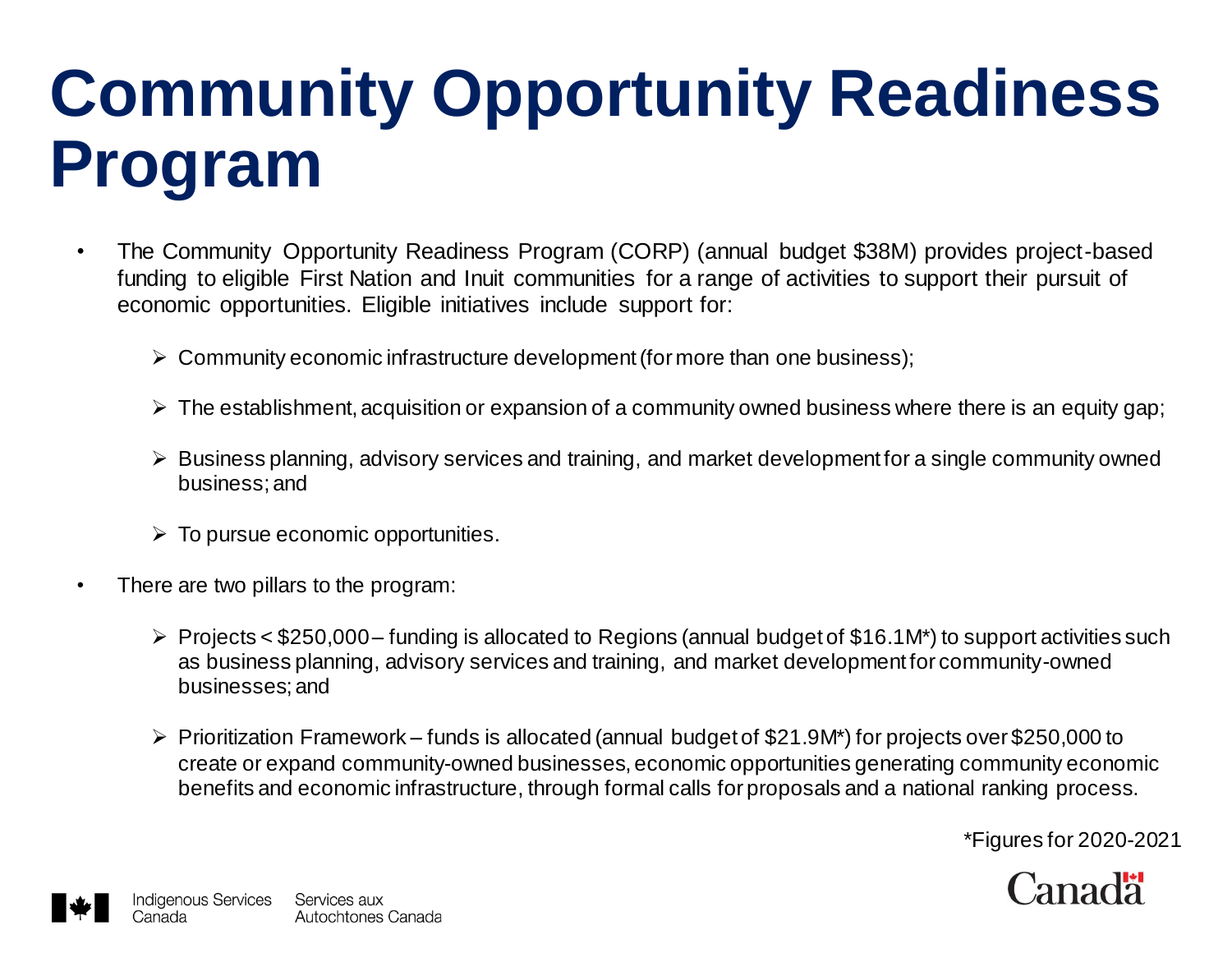# Community Opportunity Readiness Program

- The Community Opportunity Readiness Program (CORP) (annual budget $38M) provides project-based funding to eligible First Nation and Inuit communities for a range of activities to support their pursuit of economic opportunities. Eligible initiatives include support for:
  - Community economic infrastructure development (for more than one business);
  - The establishment, acquisition or expansion of a community owned business where there is an equity gap;
  - Business planning, advisory services and training, and market development for a single community owned business; and
  - To pursue economic opportunities.
- There are two pillars to the program:
  - Projects < $250,000 – funding is allocated to Regions (annual budget of $16.1M*) to support activities such as business planning, advisory services and training, and market development for community-owned businesses; and
  - Prioritization Framework – funds is allocated (annual budget of $21.9M*) for projects over $250,000 to create or expand community-owned businesses, economic opportunities generating community economic benefits and economic infrastructure, through formal calls for proposals and a national ranking process.

*Figures for 2020-2021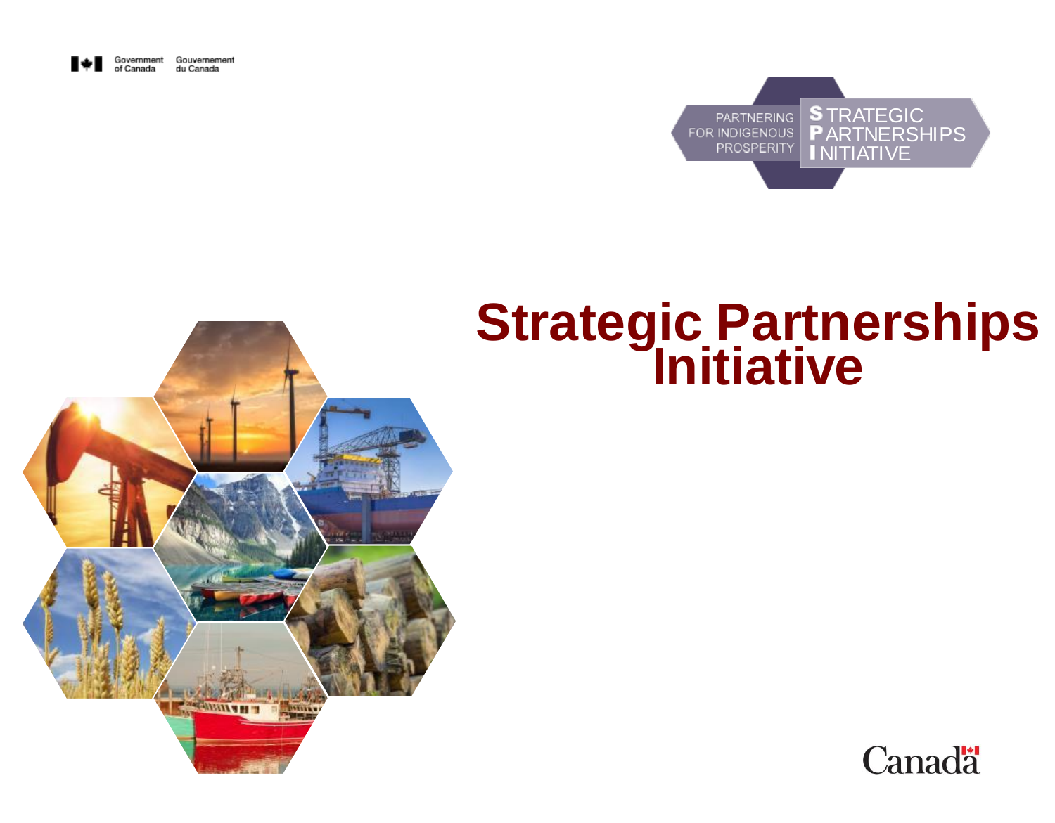Government of Canada Gouvernement du Canada

PARTNERING FOR INDIGENOUS PROSPERITY

STRATEGIC PARTNERSHIPS INITIATIVE

# Strategic Partnerships Initiative

Canada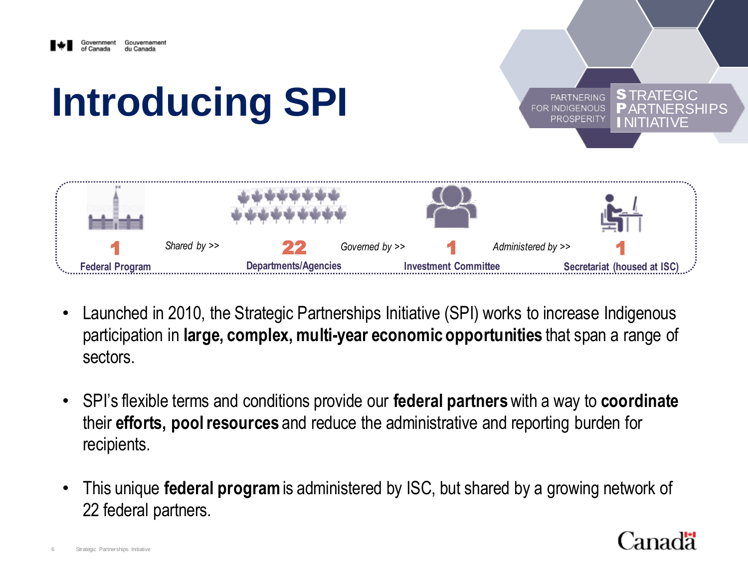# Introducing SPI

PARTNERING FOR INDIGENOUS PROSPERITY — STRATEGIC PARTNERSHIPS INITIATIVE

**1** Federal Program — *Shared by >>* — **22** Departments/Agencies — *Governed by >>* — **1** Investment Committee — *Administered by >>* — **1** Secretariat (housed at ISC)

- Launched in 2010, the Strategic Partnerships Initiative (SPI) works to increase Indigenous participation in **large, complex, multi-year economic opportunities** that span a range of sectors.

- SPI's flexible terms and conditions provide our **federal partners** with a way to **coordinate** their **efforts, pool resources** and reduce the administrative and reporting burden for recipients.

- This unique **federal program** is administered by ISC, but shared by a growing network of 22 federal partners.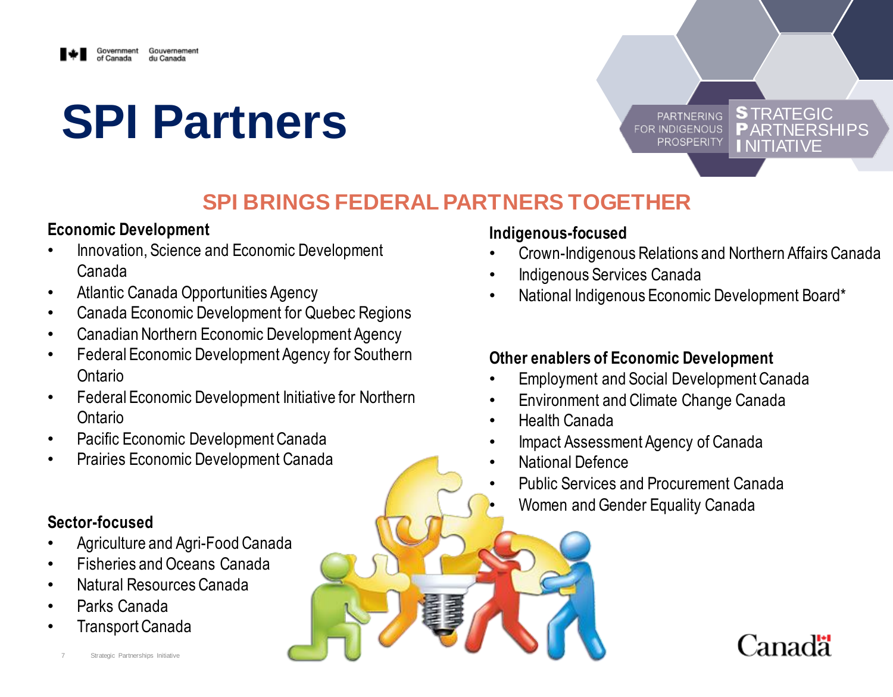# SPI Partners

## SPI BRINGS FEDERAL PARTNERS TOGETHER

**Economic Development**

- Innovation, Science and Economic Development Canada
- Atlantic Canada Opportunities Agency
- Canada Economic Development for Quebec Regions
- Canadian Northern Economic Development Agency
- Federal Economic Development Agency for Southern Ontario
- Federal Economic Development Initiative for Northern Ontario
- Pacific Economic Development Canada
- Prairies Economic Development Canada

**Sector-focused**

- Agriculture and Agri-Food Canada
- Fisheries and Oceans Canada
- Natural Resources Canada
- Parks Canada
- Transport Canada

**Indigenous-focused**

- Crown-Indigenous Relations and Northern Affairs Canada
- Indigenous Services Canada
- National Indigenous Economic Development Board*

**Other enablers of Economic Development**

- Employment and Social Development Canada
- Environment and Climate Change Canada
- Health Canada
- Impact Assessment Agency of Canada
- National Defence
- Public Services and Procurement Canada
- Women and Gender Equality Canada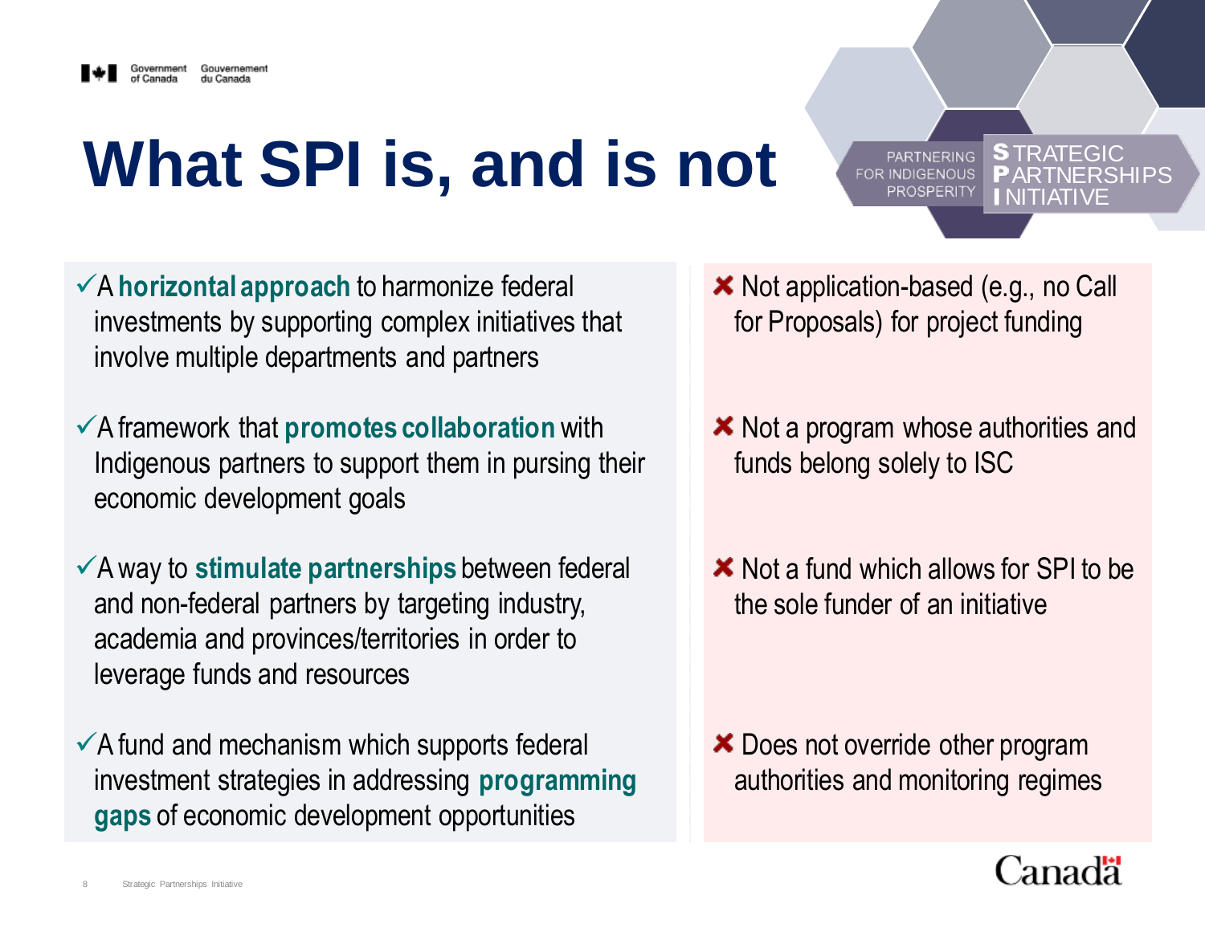# What SPI is, and is not

PARTNERING FOR INDIGENOUS PROSPERITY

STRATEGIC PARTNERSHIPS INITIATIVE

- ✓ A **horizontal approach** to harmonize federal investments by supporting complex initiatives that involve multiple departments and partners
- ✓ A framework that **promotes collaboration** with Indigenous partners to support them in pursing their economic development goals
- ✓ A way to **stimulate partnerships** between federal and non-federal partners by targeting industry, academia and provinces/territories in order to leverage funds and resources
- ✓ A fund and mechanism which supports federal investment strategies in addressing **programming gaps** of economic development opportunities

- ✘ Not application-based (e.g., no Call for Proposals) for project funding
- ✘ Not a program whose authorities and funds belong solely to ISC
- ✘ Not a fund which allows for SPI to be the sole funder of an initiative
- ✘ Does not override other program authorities and monitoring regimes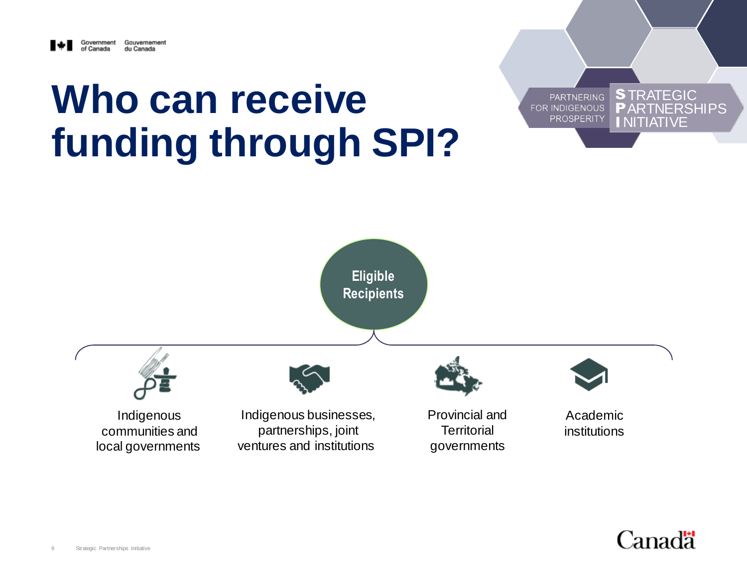# Who can receive funding through SPI?

PARTNERING FOR INDIGENOUS PROSPERITY

STRATEGIC PARTNERSHIPS INITIATIVE

**Eligible Recipients**

- Indigenous communities and local governments
- Indigenous businesses, partnerships, joint ventures and institutions
- Provincial and Territorial governments
- Academic institutions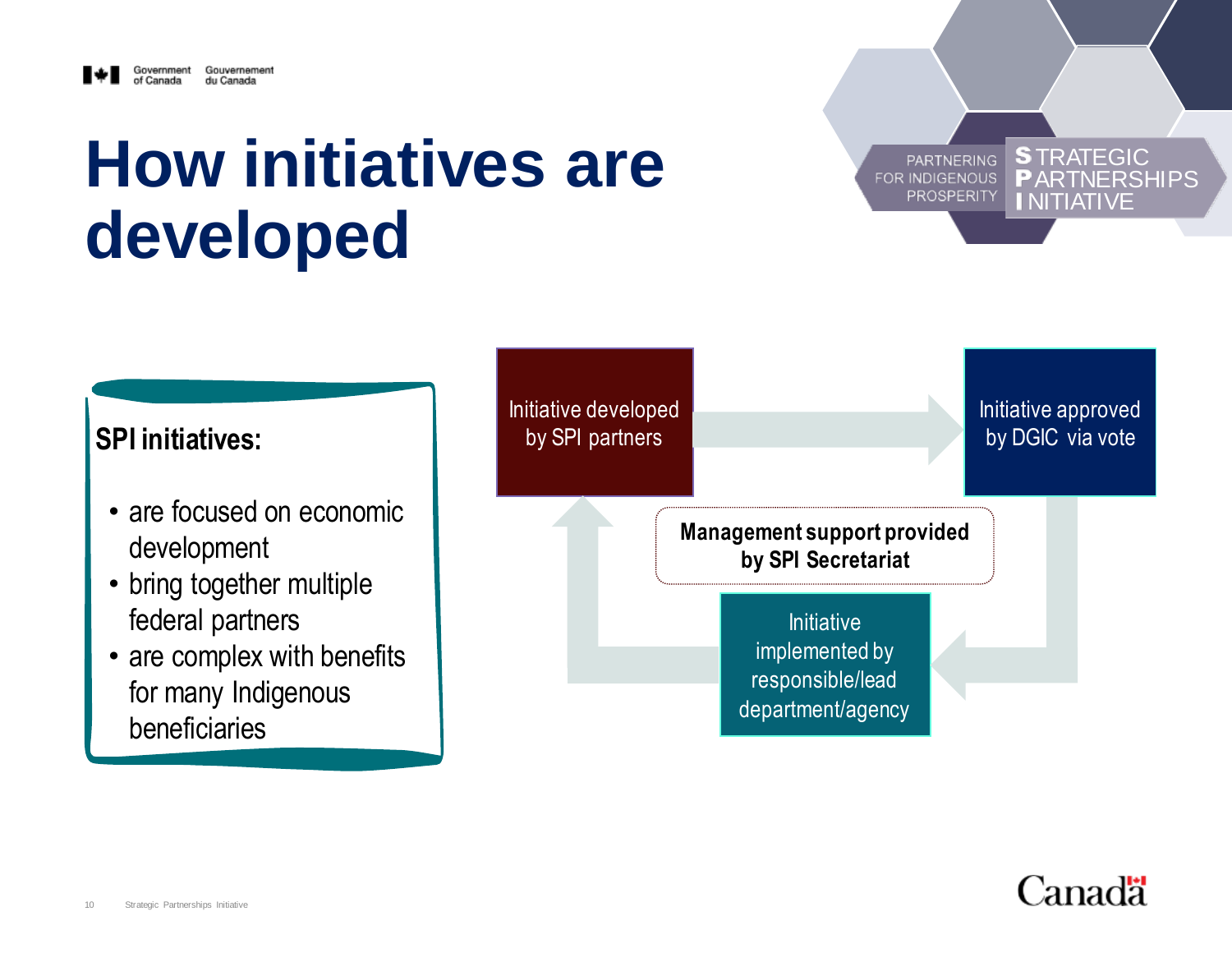# How initiatives are developed

PARTNERING FOR INDIGENOUS PROSPERITY — STRATEGIC PARTNERSHIPS INITIATIVE

**SPI initiatives:**

- are focused on economic development
- bring together multiple federal partners
- are complex with benefits for many Indigenous beneficiaries

Initiative developed by SPI partners

Initiative approved by DGIC via vote

**Management support provided by SPI Secretariat**

Initiative implemented by responsible/lead department/agency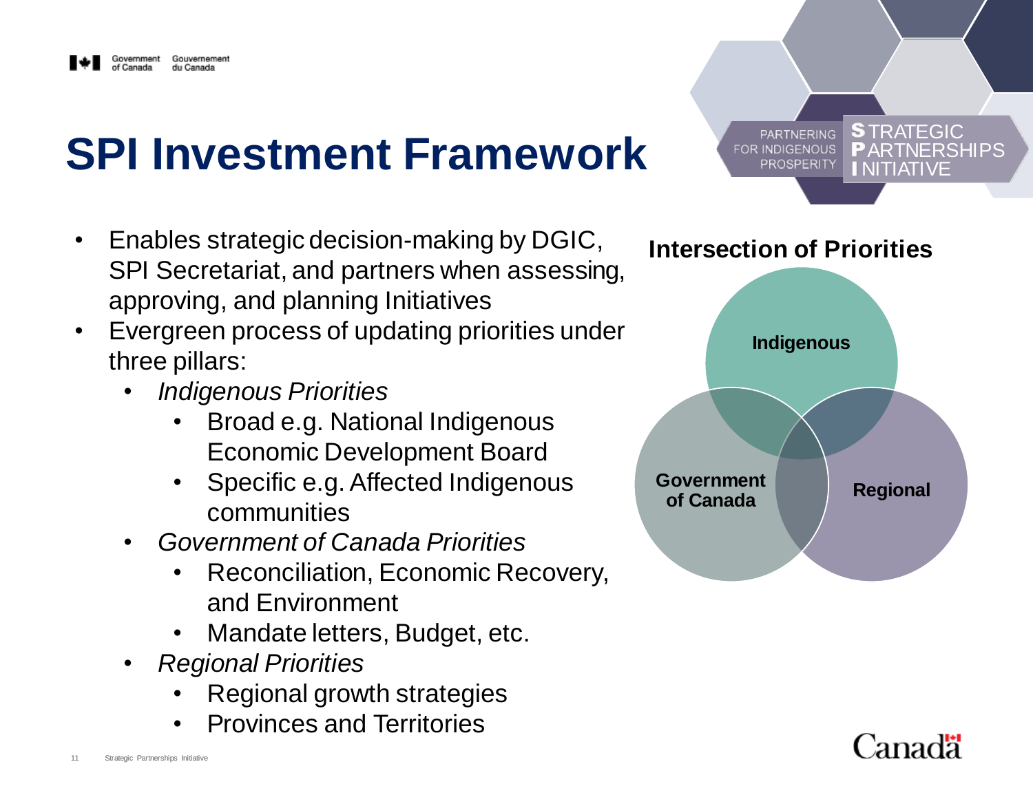# SPI Investment Framework

- Enables strategic decision-making by DGIC, SPI Secretariat, and partners when assessing, approving, and planning Initiatives
- Evergreen process of updating priorities under three pillars:
  - *Indigenous Priorities*
    - Broad e.g. National Indigenous Economic Development Board
    - Specific e.g. Affected Indigenous communities
  - *Government of Canada Priorities*
    - Reconciliation, Economic Recovery, and Environment
    - Mandate letters, Budget, etc.
  - *Regional Priorities*
    - Regional growth strategies
    - Provinces and Territories

**Intersection of Priorities**

Indigenous

Government of Canada

Regional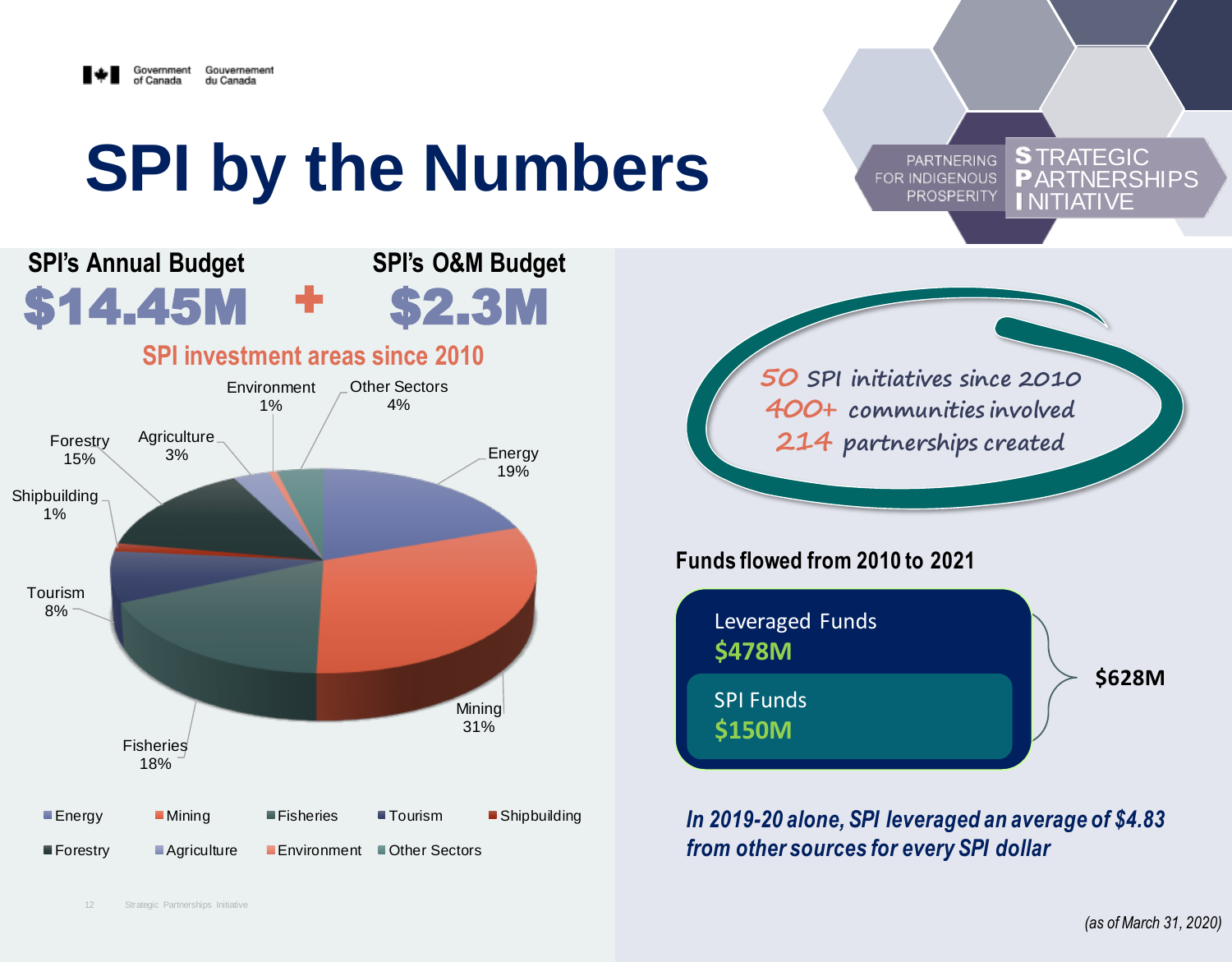# SPI by the Numbers

PARTNERING FOR INDIGENOUS PROSPERITY — STRATEGIC PARTNERSHIPS INITIATIVE

**SPI's Annual Budget** **$14.45M** + **SPI's O&M Budget** **$2.3M**

## SPI investment areas since 2010

| Sector | Share |
|---|---|
| Energy | 19% |
| Mining | 31% |
| Fisheries | 18% |
| Tourism | 8% |
| Shipbuilding | 1% |
| Forestry | 15% |
| Agriculture | 3% |
| Environment | 1% |
| Other Sectors | 4% |

- **50** SPI initiatives since 2010
- **400+** communities involved
- **214** partnerships created

**Funds flowed from 2010 to 2021**

| Funds | Amount |
|---|---|
| Leveraged Funds | $478M |
| SPI Funds | $150M |
| **Total** | **$628M** |

***In 2019-20 alone, SPI leveraged an average of $4.83 from other sources for every SPI dollar***

*(as of March 31, 2020)*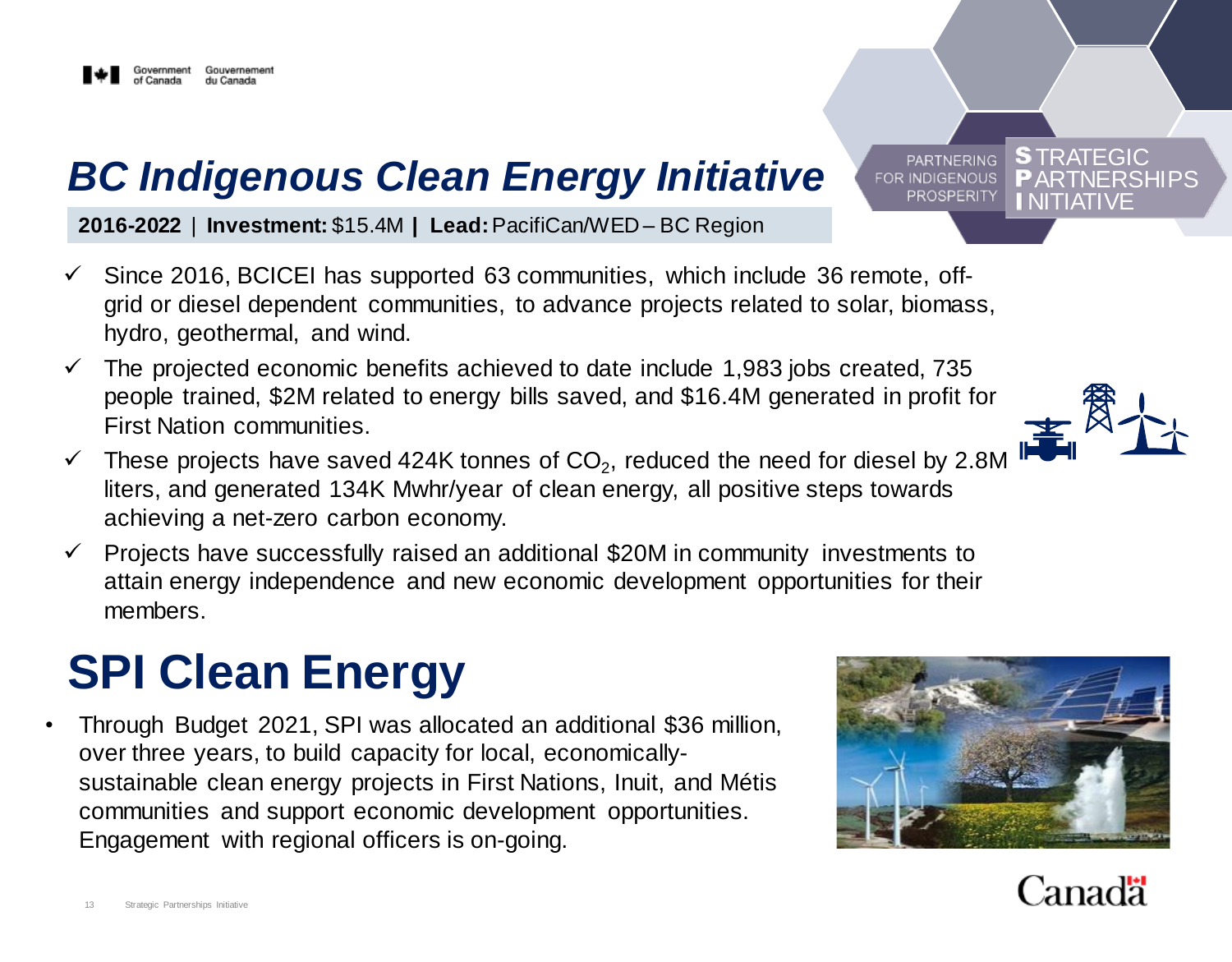# *BC Indigenous Clean Energy Initiative*

**2016-2022** | **Investment:** $15.4M | **Lead:** PacifiCan/WED – BC Region

- ✓ Since 2016, BCICEI has supported 63 communities, which include 36 remote, off-grid or diesel dependent communities, to advance projects related to solar, biomass, hydro, geothermal, and wind.
- ✓ The projected economic benefits achieved to date include 1,983 jobs created, 735 people trained, $2M related to energy bills saved, and $16.4M generated in profit for First Nation communities.
- ✓ These projects have saved 424K tonnes of $CO_2$, reduced the need for diesel by 2.8M liters, and generated 134K Mwhr/year of clean energy, all positive steps towards achieving a net-zero carbon economy.
- ✓ Projects have successfully raised an additional $20M in community investments to attain energy independence and new economic development opportunities for their members.

# SPI Clean Energy

- Through Budget 2021, SPI was allocated an additional $36 million, over three years, to build capacity for local, economically-sustainable clean energy projects in First Nations, Inuit, and Métis communities and support economic development opportunities. Engagement with regional officers is on-going.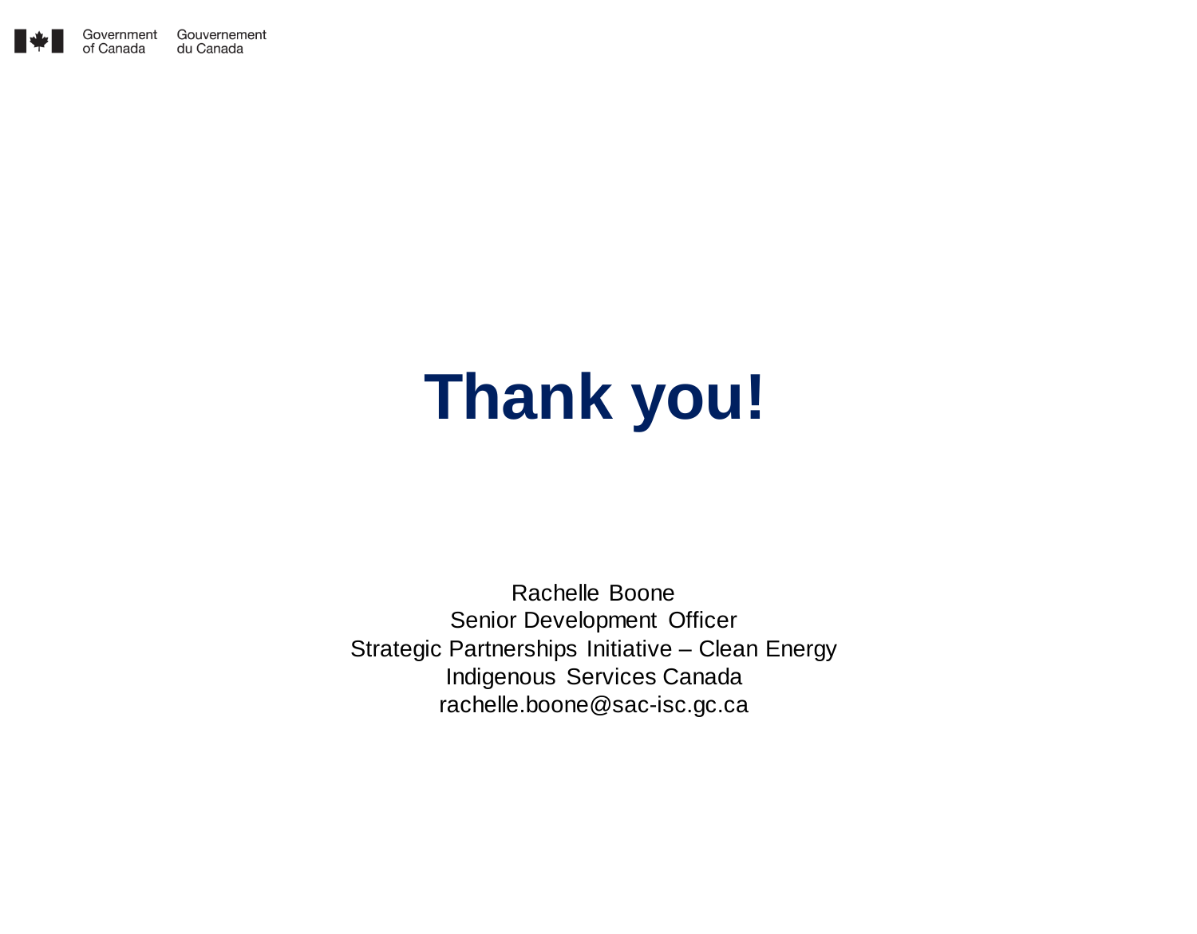# Thank you!

Rachelle Boone
Senior Development Officer
Strategic Partnerships Initiative – Clean Energy
Indigenous Services Canada
rachelle.boone@sac-isc.gc.ca